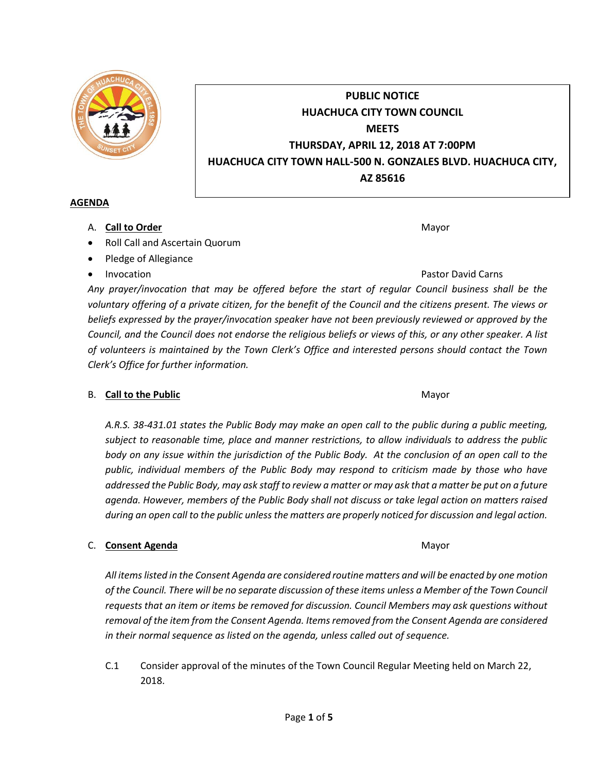**PUBLIC NOTICE**
**HUACHUCA CITY TOWN COUNCIL**
**MEETS**
**THURSDAY, APRIL 12, 2018 AT 7:00PM**
**HUACHUCA CITY TOWN HALL-500 N. GONZALES BLVD. HUACHUCA CITY, AZ 85616**

## AGENDA

A. **Call to Order** — Mayor

- Roll Call and Ascertain Quorum
- Pledge of Allegiance
- Invocation — Pastor David Carns

*Any prayer/invocation that may be offered before the start of regular Council business shall be the voluntary offering of a private citizen, for the benefit of the Council and the citizens present. The views or beliefs expressed by the prayer/invocation speaker have not been previously reviewed or approved by the Council, and the Council does not endorse the religious beliefs or views of this, or any other speaker. A list of volunteers is maintained by the Town Clerk's Office and interested persons should contact the Town Clerk's Office for further information.*

B. **Call to the Public** — Mayor

*A.R.S. 38-431.01 states the Public Body may make an open call to the public during a public meeting, subject to reasonable time, place and manner restrictions, to allow individuals to address the public body on any issue within the jurisdiction of the Public Body. At the conclusion of an open call to the public, individual members of the Public Body may respond to criticism made by those who have addressed the Public Body, may ask staff to review a matter or may ask that a matter be put on a future agenda. However, members of the Public Body shall not discuss or take legal action on matters raised during an open call to the public unless the matters are properly noticed for discussion and legal action.*

C. **Consent Agenda** — Mayor

*All items listed in the Consent Agenda are considered routine matters and will be enacted by one motion of the Council. There will be no separate discussion of these items unless a Member of the Town Council requests that an item or items be removed for discussion. Council Members may ask questions without removal of the item from the Consent Agenda. Items removed from the Consent Agenda are considered in their normal sequence as listed on the agenda, unless called out of sequence.*

C.1 Consider approval of the minutes of the Town Council Regular Meeting held on March 22, 2018.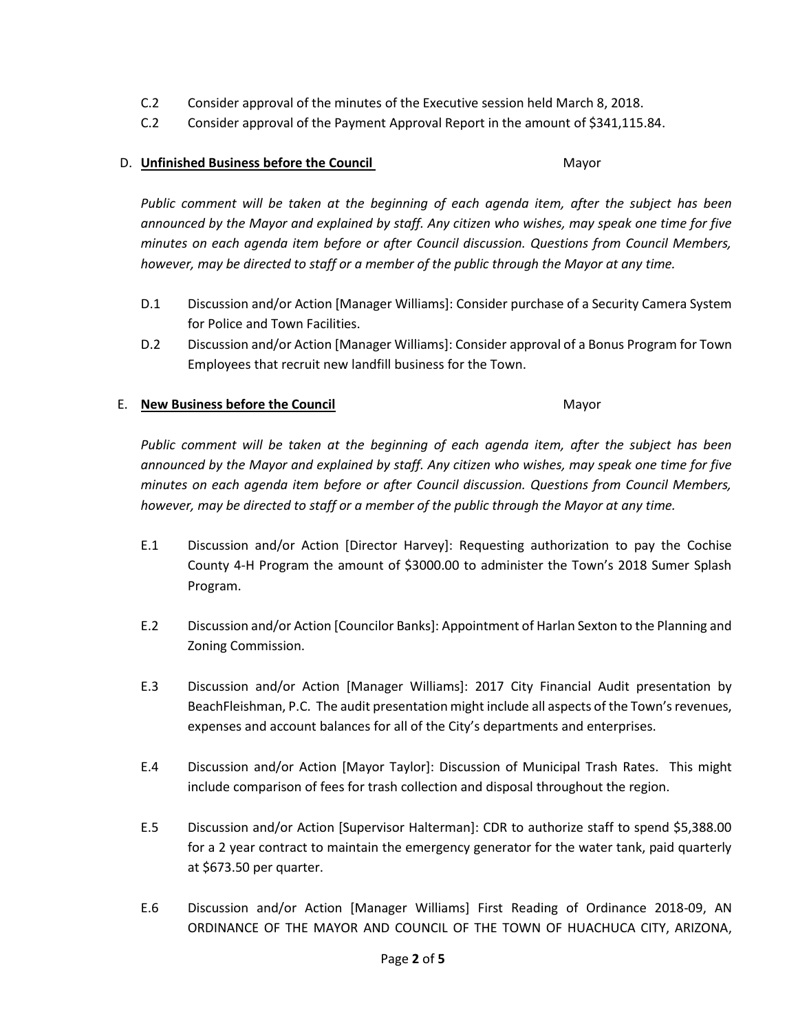C.2 Consider approval of the minutes of the Executive session held March 8, 2018.

C.2 Consider approval of the Payment Approval Report in the amount of $341,115.84.

D. **Unfinished Business before the Council** Mayor

*Public comment will be taken at the beginning of each agenda item, after the subject has been announced by the Mayor and explained by staff. Any citizen who wishes, may speak one time for five minutes on each agenda item before or after Council discussion. Questions from Council Members, however, may be directed to staff or a member of the public through the Mayor at any time.*

D.1 Discussion and/or Action [Manager Williams]: Consider purchase of a Security Camera System for Police and Town Facilities.

D.2 Discussion and/or Action [Manager Williams]: Consider approval of a Bonus Program for Town Employees that recruit new landfill business for the Town.

E. **New Business before the Council** Mayor

*Public comment will be taken at the beginning of each agenda item, after the subject has been announced by the Mayor and explained by staff. Any citizen who wishes, may speak one time for five minutes on each agenda item before or after Council discussion. Questions from Council Members, however, may be directed to staff or a member of the public through the Mayor at any time.*

E.1 Discussion and/or Action [Director Harvey]: Requesting authorization to pay the Cochise County 4-H Program the amount of $3000.00 to administer the Town's 2018 Sumer Splash Program.

E.2 Discussion and/or Action [Councilor Banks]: Appointment of Harlan Sexton to the Planning and Zoning Commission.

E.3 Discussion and/or Action [Manager Williams]: 2017 City Financial Audit presentation by BeachFleishman, P.C. The audit presentation might include all aspects of the Town's revenues, expenses and account balances for all of the City's departments and enterprises.

E.4 Discussion and/or Action [Mayor Taylor]: Discussion of Municipal Trash Rates. This might include comparison of fees for trash collection and disposal throughout the region.

E.5 Discussion and/or Action [Supervisor Halterman]: CDR to authorize staff to spend $5,388.00 for a 2 year contract to maintain the emergency generator for the water tank, paid quarterly at $673.50 per quarter.

E.6 Discussion and/or Action [Manager Williams] First Reading of Ordinance 2018-09, AN ORDINANCE OF THE MAYOR AND COUNCIL OF THE TOWN OF HUACHUCA CITY, ARIZONA,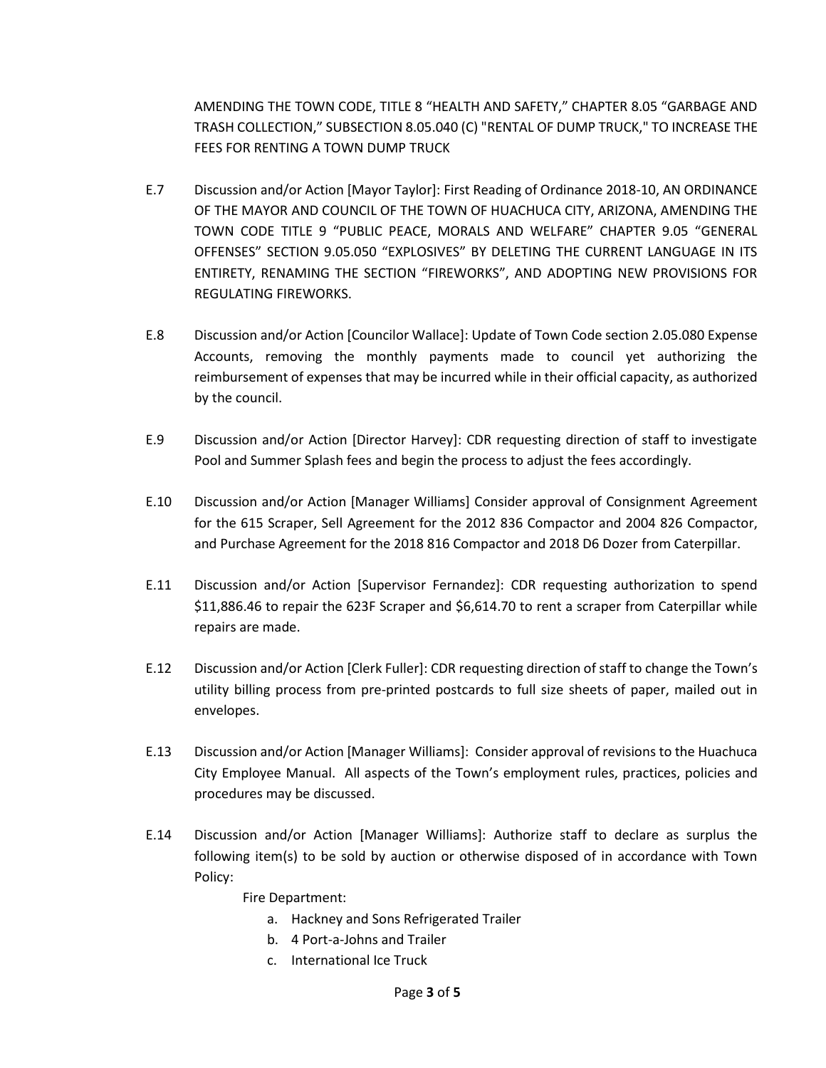AMENDING THE TOWN CODE, TITLE 8 "HEALTH AND SAFETY," CHAPTER 8.05 "GARBAGE AND TRASH COLLECTION," SUBSECTION 8.05.040 (C) "RENTAL OF DUMP TRUCK," TO INCREASE THE FEES FOR RENTING A TOWN DUMP TRUCK

E.7 Discussion and/or Action [Mayor Taylor]: First Reading of Ordinance 2018-10, AN ORDINANCE OF THE MAYOR AND COUNCIL OF THE TOWN OF HUACHUCA CITY, ARIZONA, AMENDING THE TOWN CODE TITLE 9 "PUBLIC PEACE, MORALS AND WELFARE" CHAPTER 9.05 "GENERAL OFFENSES" SECTION 9.05.050 "EXPLOSIVES" BY DELETING THE CURRENT LANGUAGE IN ITS ENTIRETY, RENAMING THE SECTION "FIREWORKS", AND ADOPTING NEW PROVISIONS FOR REGULATING FIREWORKS.

E.8 Discussion and/or Action [Councilor Wallace]: Update of Town Code section 2.05.080 Expense Accounts, removing the monthly payments made to council yet authorizing the reimbursement of expenses that may be incurred while in their official capacity, as authorized by the council.

E.9 Discussion and/or Action [Director Harvey]: CDR requesting direction of staff to investigate Pool and Summer Splash fees and begin the process to adjust the fees accordingly.

E.10 Discussion and/or Action [Manager Williams] Consider approval of Consignment Agreement for the 615 Scraper, Sell Agreement for the 2012 836 Compactor and 2004 826 Compactor, and Purchase Agreement for the 2018 816 Compactor and 2018 D6 Dozer from Caterpillar.

E.11 Discussion and/or Action [Supervisor Fernandez]: CDR requesting authorization to spend $11,886.46 to repair the 623F Scraper and $6,614.70 to rent a scraper from Caterpillar while repairs are made.

E.12 Discussion and/or Action [Clerk Fuller]: CDR requesting direction of staff to change the Town's utility billing process from pre-printed postcards to full size sheets of paper, mailed out in envelopes.

E.13 Discussion and/or Action [Manager Williams]: Consider approval of revisions to the Huachuca City Employee Manual. All aspects of the Town's employment rules, practices, policies and procedures may be discussed.

E.14 Discussion and/or Action [Manager Williams]: Authorize staff to declare as surplus the following item(s) to be sold by auction or otherwise disposed of in accordance with Town Policy:

Fire Department:

a. Hackney and Sons Refrigerated Trailer
b. 4 Port-a-Johns and Trailer
c. International Ice Truck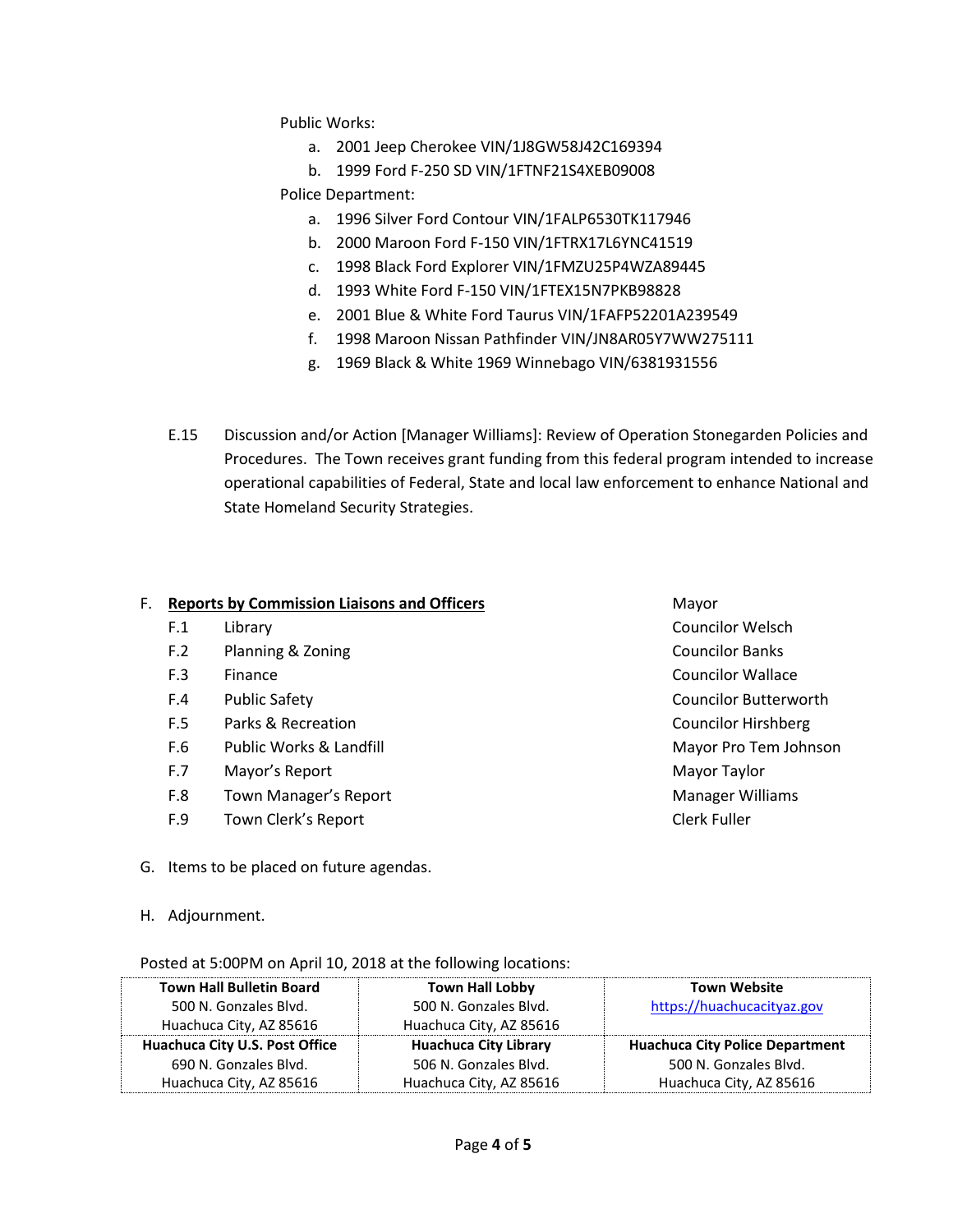Public Works:

a. 2001 Jeep Cherokee VIN/1J8GW58J42C169394
b. 1999 Ford F-250 SD VIN/1FTNF21S4XEB09008

Police Department:

a. 1996 Silver Ford Contour VIN/1FALP6530TK117946
b. 2000 Maroon Ford F-150 VIN/1FTRX17L6YNC41519
c. 1998 Black Ford Explorer VIN/1FMZU25P4WZA89445
d. 1993 White Ford F-150 VIN/1FTEX15N7PKB98828
e. 2001 Blue & White Ford Taurus VIN/1FAFP52201A239549
f. 1998 Maroon Nissan Pathfinder VIN/JN8AR05Y7WW275111
g. 1969 Black & White 1969 Winnebago VIN/6381931556

E.15 Discussion and/or Action [Manager Williams]: Review of Operation Stonegarden Policies and Procedures. The Town receives grant funding from this federal program intended to increase operational capabilities of Federal, State and local law enforcement to enhance National and State Homeland Security Strategies.

F. **Reports by Commission Liaisons and Officers** — Mayor

| | | |
|---|---|---|
| F.1 | Library | Councilor Welsch |
| F.2 | Planning & Zoning | Councilor Banks |
| F.3 | Finance | Councilor Wallace |
| F.4 | Public Safety | Councilor Butterworth |
| F.5 | Parks & Recreation | Councilor Hirshberg |
| F.6 | Public Works & Landfill | Mayor Pro Tem Johnson |
| F.7 | Mayor's Report | Mayor Taylor |
| F.8 | Town Manager's Report | Manager Williams |
| F.9 | Town Clerk's Report | Clerk Fuller |

G. Items to be placed on future agendas.

H. Adjournment.

Posted at 5:00PM on April 10, 2018 at the following locations:

| **Town Hall Bulletin Board**<br>500 N. Gonzales Blvd.<br>Huachuca City, AZ 85616 | **Town Hall Lobby**<br>500 N. Gonzales Blvd.<br>Huachuca City, AZ 85616 | **Town Website**<br>https://huachucacityaz.gov |
|---|---|---|
| **Huachuca City U.S. Post Office**<br>690 N. Gonzales Blvd.<br>Huachuca City, AZ 85616 | **Huachuca City Library**<br>506 N. Gonzales Blvd.<br>Huachuca City, AZ 85616 | **Huachuca City Police Department**<br>500 N. Gonzales Blvd.<br>Huachuca City, AZ 85616 |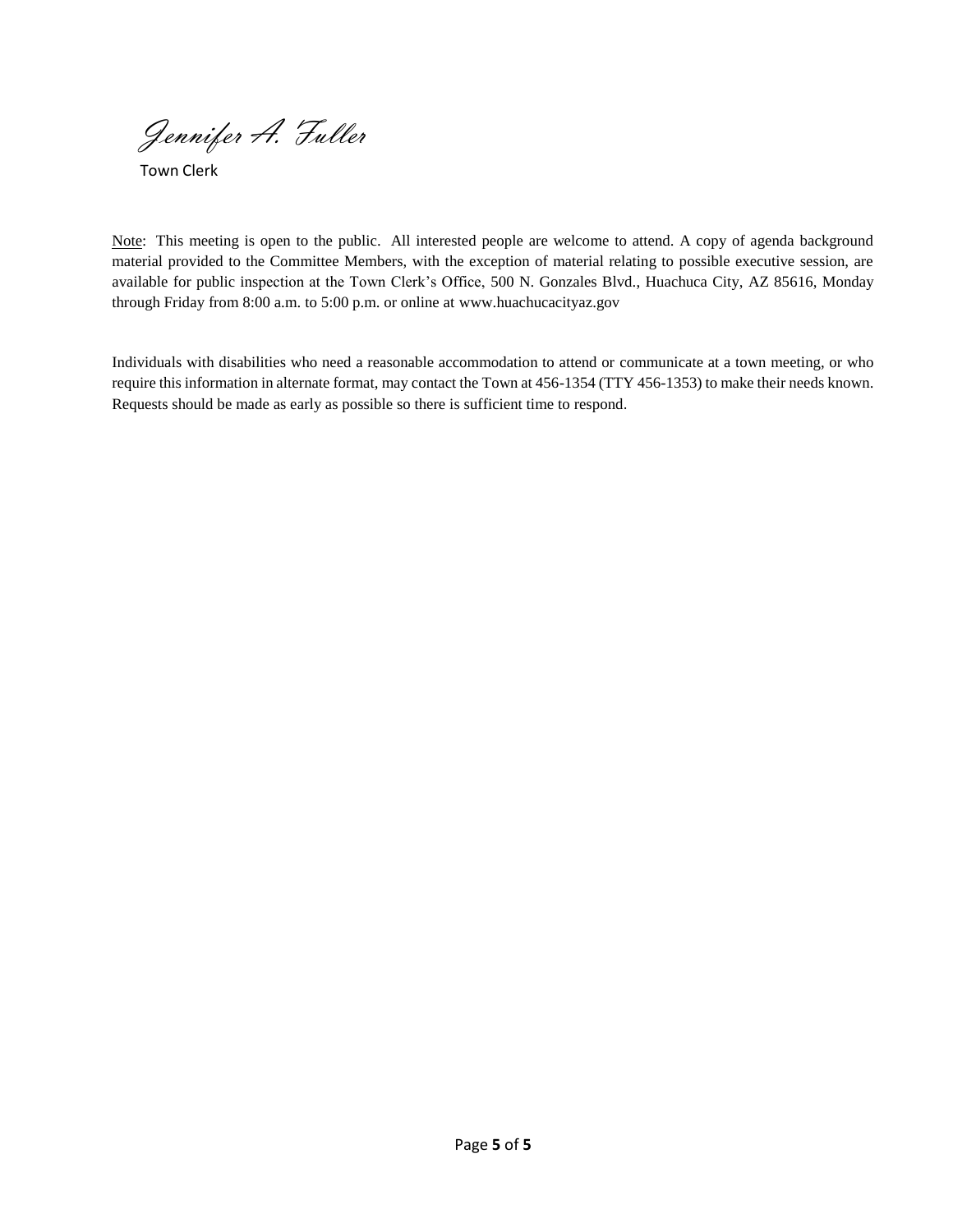*Jennifer A. Fuller*

Town Clerk

Note: This meeting is open to the public. All interested people are welcome to attend. A copy of agenda background material provided to the Committee Members, with the exception of material relating to possible executive session, are available for public inspection at the Town Clerk's Office, 500 N. Gonzales Blvd., Huachuca City, AZ 85616, Monday through Friday from 8:00 a.m. to 5:00 p.m. or online at www.huachucacityaz.gov

Individuals with disabilities who need a reasonable accommodation to attend or communicate at a town meeting, or who require this information in alternate format, may contact the Town at 456-1354 (TTY 456-1353) to make their needs known. Requests should be made as early as possible so there is sufficient time to respond.